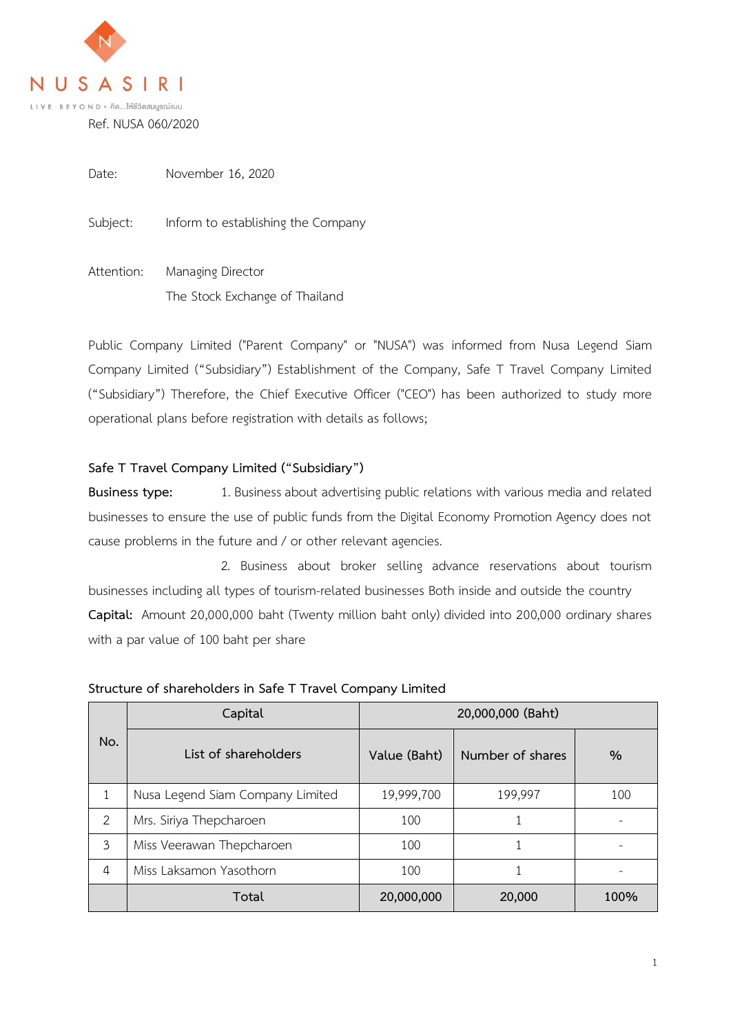NUSASIRI

LIVE BEYOND • คิด...ให้ชีวิตสมบูรณ์แบบ

Ref. NUSA 060/2020

Date: November 16, 2020

Subject: Inform to establishing the Company

Attention: Managing Director
The Stock Exchange of Thailand

Public Company Limited ("Parent Company" or "NUSA") was informed from Nusa Legend Siam Company Limited ("Subsidiary") Establishment of the Company, Safe T Travel Company Limited ("Subsidiary") Therefore, the Chief Executive Officer ("CEO") has been authorized to study more operational plans before registration with details as follows;

**Safe T Travel Company Limited ("Subsidiary")**

**Business type:** 1. Business about advertising public relations with various media and related businesses to ensure the use of public funds from the Digital Economy Promotion Agency does not cause problems in the future and / or other relevant agencies.

2. Business about broker selling advance reservations about tourism businesses including all types of tourism-related businesses Both inside and outside the country

**Capital:** Amount 20,000,000 baht (Twenty million baht only) divided into 200,000 ordinary shares with a par value of 100 baht per share

Structure of shareholders in Safe T Travel Company Limited

| No. | Capital | 20,000,000 (Baht) | | |
|---|---|---|---|---|
| | List of shareholders | Value (Baht) | Number of shares | % |
| 1 | Nusa Legend Siam Company Limited | 19,999,700 | 199,997 | 100 |
| 2 | Mrs. Siriya Thepcharoen | 100 | 1 | - |
| 3 | Miss Veerawan Thepcharoen | 100 | 1 | - |
| 4 | Miss Laksamon Yasothorn | 100 | 1 | - |
| | **Total** | **20,000,000** | **20,000** | **100%** |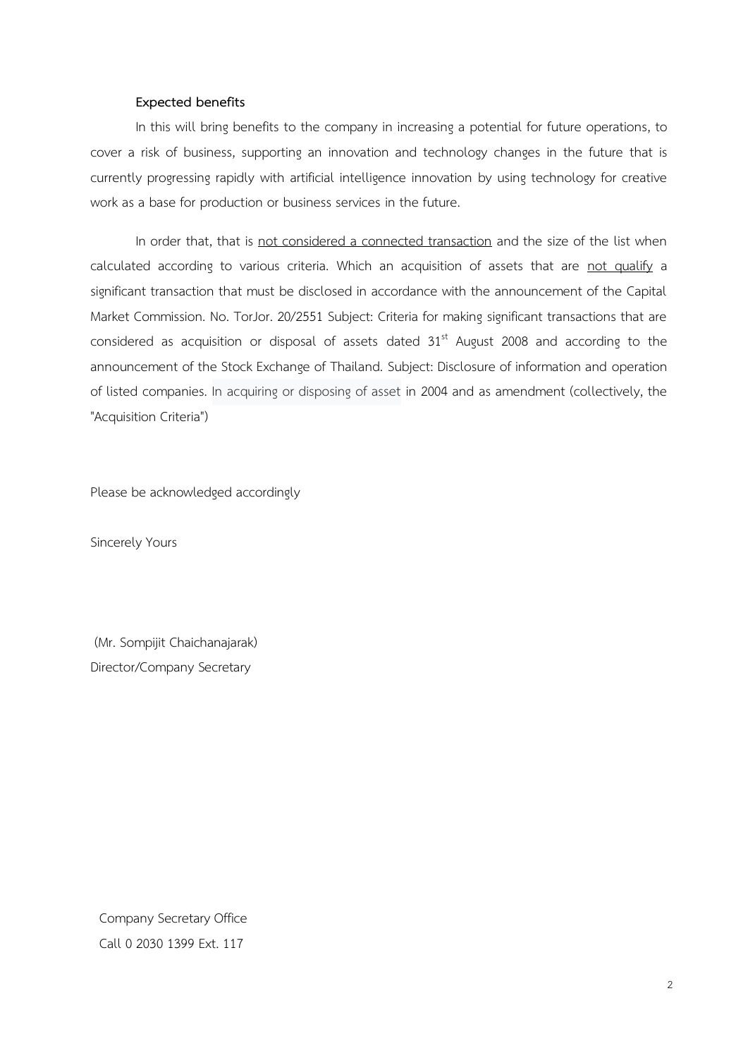**Expected benefits**

In this will bring benefits to the company in increasing a potential for future operations, to cover a risk of business, supporting an innovation and technology changes in the future that is currently progressing rapidly with artificial intelligence innovation by using technology for creative work as a base for production or business services in the future.

In order that, that is not considered a connected transaction and the size of the list when calculated according to various criteria. Which an acquisition of assets that are not qualify a significant transaction that must be disclosed in accordance with the announcement of the Capital Market Commission. No. TorJor. 20/2551 Subject: Criteria for making significant transactions that are considered as acquisition or disposal of assets dated 31st August 2008 and according to the announcement of the Stock Exchange of Thailand. Subject: Disclosure of information and operation of listed companies. In acquiring or disposing of asset in 2004 and as amendment (collectively, the "Acquisition Criteria")

Please be acknowledged accordingly

Sincerely Yours

(Mr. Sompijit Chaichanajarak)
Director/Company Secretary

Company Secretary Office
Call 0 2030 1399 Ext. 117